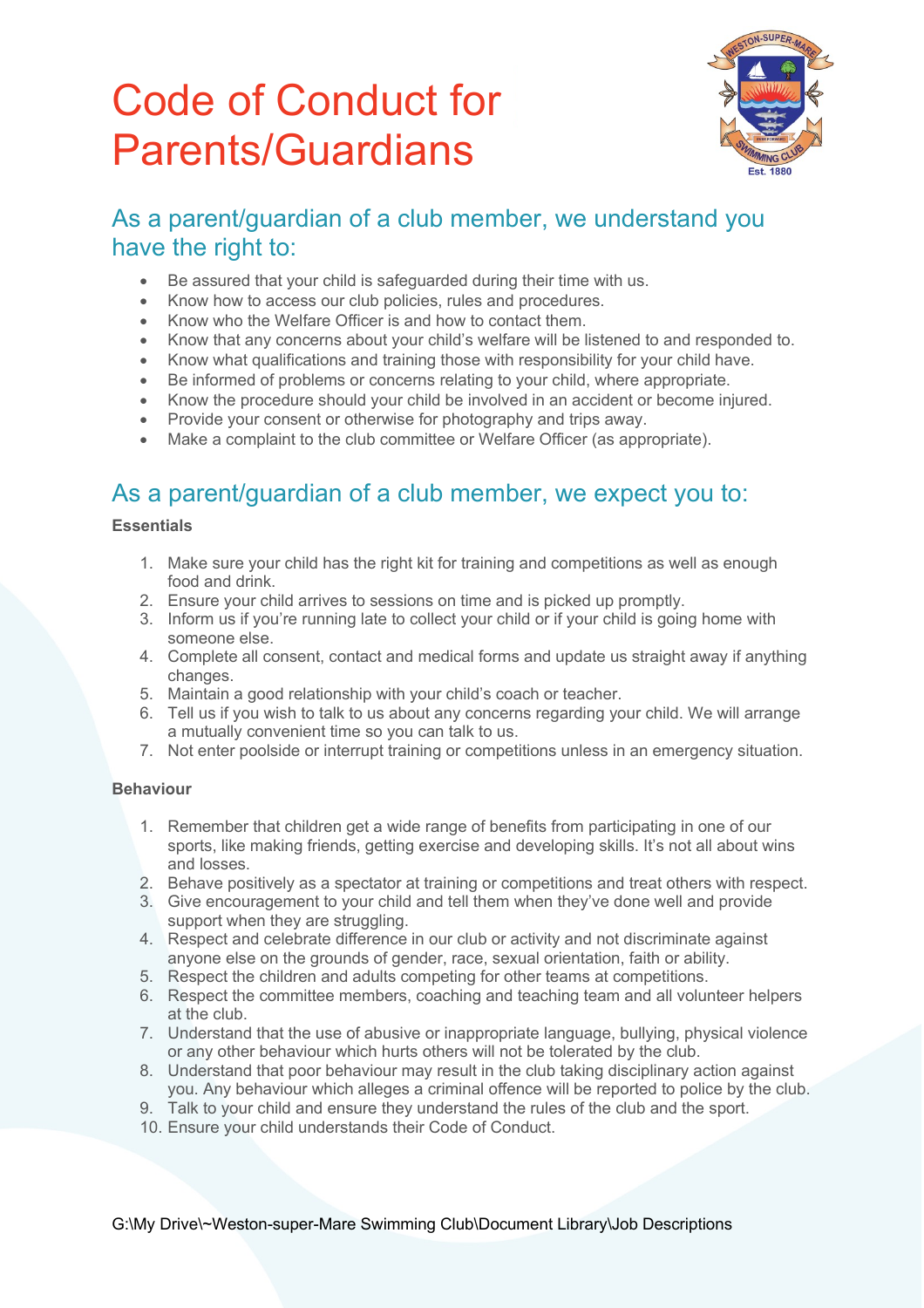# Code of Conduct for Parents/Guardians

## As a parent/guardian of a club member, we understand you have the right to:

- Be assured that your child is safeguarded during their time with us.
- Know how to access our club policies, rules and procedures.
- Know who the Welfare Officer is and how to contact them.
- Know that any concerns about your child's welfare will be listened to and responded to.
- Know what qualifications and training those with responsibility for your child have.
- Be informed of problems or concerns relating to your child, where appropriate.
- Know the procedure should your child be involved in an accident or become injured.
- Provide your consent or otherwise for photography and trips away.
- Make a complaint to the club committee or Welfare Officer (as appropriate).

## As a parent/guardian of a club member, we expect you to:

**Essentials**

1. Make sure your child has the right kit for training and competitions as well as enough food and drink.
2. Ensure your child arrives to sessions on time and is picked up promptly.
3. Inform us if you're running late to collect your child or if your child is going home with someone else.
4. Complete all consent, contact and medical forms and update us straight away if anything changes.
5. Maintain a good relationship with your child's coach or teacher.
6. Tell us if you wish to talk to us about any concerns regarding your child. We will arrange a mutually convenient time so you can talk to us.
7. Not enter poolside or interrupt training or competitions unless in an emergency situation.

**Behaviour**

1. Remember that children get a wide range of benefits from participating in one of our sports, like making friends, getting exercise and developing skills. It's not all about wins and losses.
2. Behave positively as a spectator at training or competitions and treat others with respect.
3. Give encouragement to your child and tell them when they've done well and provide support when they are struggling.
4. Respect and celebrate difference in our club or activity and not discriminate against anyone else on the grounds of gender, race, sexual orientation, faith or ability.
5. Respect the children and adults competing for other teams at competitions.
6. Respect the committee members, coaching and teaching team and all volunteer helpers at the club.
7. Understand that the use of abusive or inappropriate language, bullying, physical violence or any other behaviour which hurts others will not be tolerated by the club.
8. Understand that poor behaviour may result in the club taking disciplinary action against you. Any behaviour which alleges a criminal offence will be reported to police by the club.
9. Talk to your child and ensure they understand the rules of the club and the sport.
10. Ensure your child understands their Code of Conduct.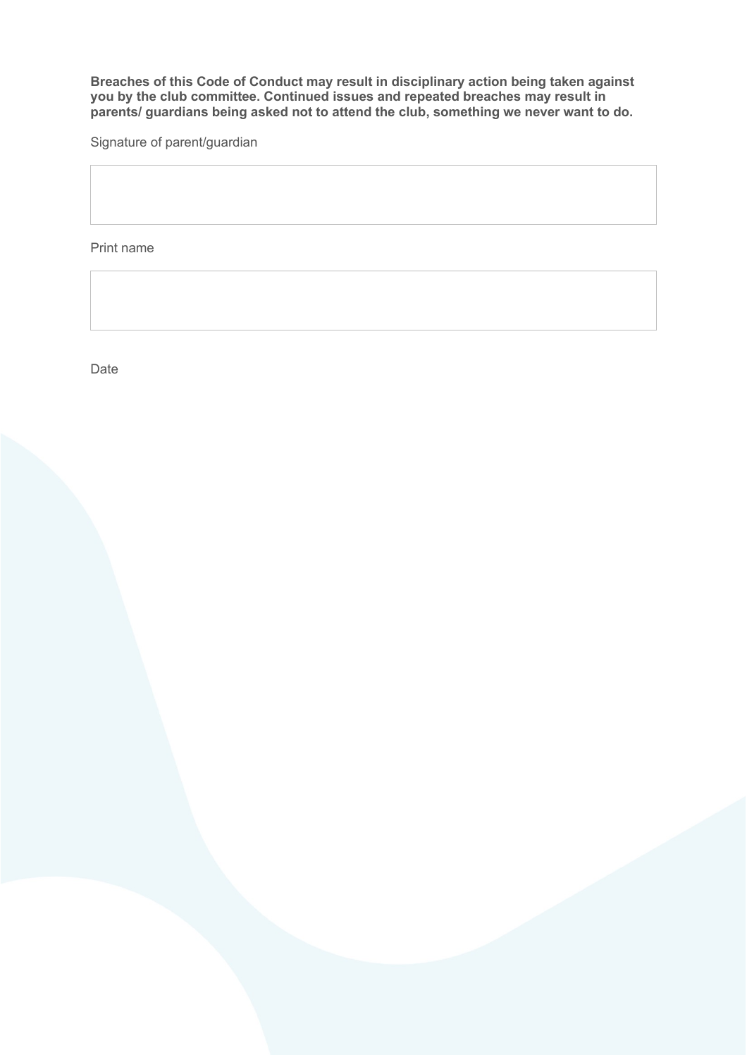**Breaches of this Code of Conduct may result in disciplinary action being taken against you by the club committee. Continued issues and repeated breaches may result in parents/ guardians being asked not to attend the club, something we never want to do.**

Signature of parent/guardian

Print name

Date